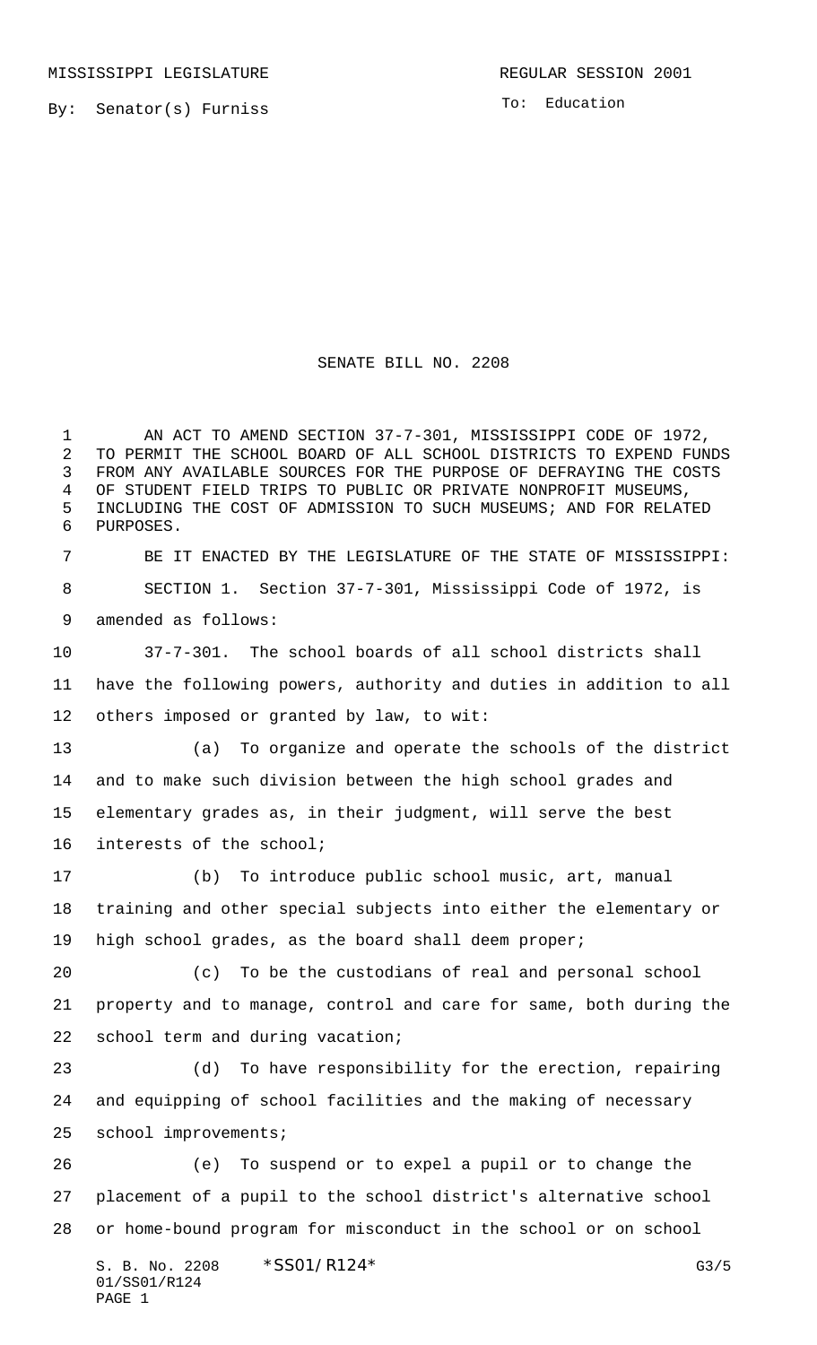MISSISSIPPI LEGISLATURE                                                    REGULAR SESSION 2001

By: Senator(s) Furniss                                                       To: Education

# SENATE BILL NO. 2208

AN ACT TO AMEND SECTION 37-7-301, MISSISSIPPI CODE OF 1972, TO PERMIT THE SCHOOL BOARD OF ALL SCHOOL DISTRICTS TO EXPEND FUNDS FROM ANY AVAILABLE SOURCES FOR THE PURPOSE OF DEFRAYING THE COSTS OF STUDENT FIELD TRIPS TO PUBLIC OR PRIVATE NONPROFIT MUSEUMS, INCLUDING THE COST OF ADMISSION TO SUCH MUSEUMS; AND FOR RELATED PURPOSES.

BE IT ENACTED BY THE LEGISLATURE OF THE STATE OF MISSISSIPPI:

SECTION 1. Section 37-7-301, Mississippi Code of 1972, is amended as follows:

37-7-301. The school boards of all school districts shall have the following powers, authority and duties in addition to all others imposed or granted by law, to wit:

(a) To organize and operate the schools of the district and to make such division between the high school grades and elementary grades as, in their judgment, will serve the best interests of the school;

(b) To introduce public school music, art, manual training and other special subjects into either the elementary or high school grades, as the board shall deem proper;

(c) To be the custodians of real and personal school property and to manage, control and care for same, both during the school term and during vacation;

(d) To have responsibility for the erection, repairing and equipping of school facilities and the making of necessary school improvements;

(e) To suspend or to expel a pupil or to change the placement of a pupil to the school district's alternative school or home-bound program for misconduct in the school or on school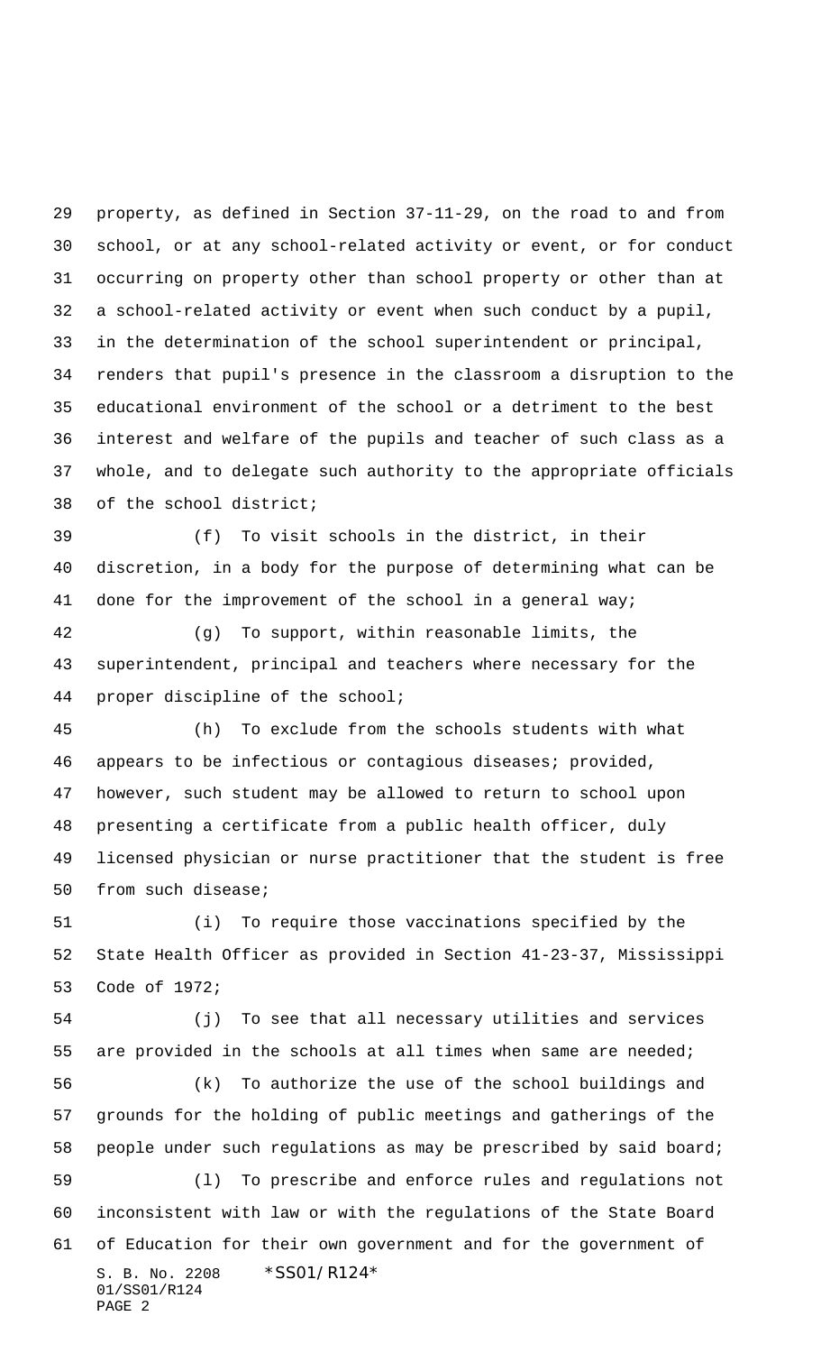property, as defined in Section 37-11-29, on the road to and from school, or at any school-related activity or event, or for conduct occurring on property other than school property or other than at a school-related activity or event when such conduct by a pupil, in the determination of the school superintendent or principal, renders that pupil's presence in the classroom a disruption to the educational environment of the school or a detriment to the best interest and welfare of the pupils and teacher of such class as a whole, and to delegate such authority to the appropriate officials of the school district;

(f) To visit schools in the district, in their discretion, in a body for the purpose of determining what can be done for the improvement of the school in a general way;

(g) To support, within reasonable limits, the superintendent, principal and teachers where necessary for the proper discipline of the school;

(h) To exclude from the schools students with what appears to be infectious or contagious diseases; provided, however, such student may be allowed to return to school upon presenting a certificate from a public health officer, duly licensed physician or nurse practitioner that the student is free from such disease;

(i) To require those vaccinations specified by the State Health Officer as provided in Section 41-23-37, Mississippi Code of 1972;

(j) To see that all necessary utilities and services are provided in the schools at all times when same are needed;

(k) To authorize the use of the school buildings and grounds for the holding of public meetings and gatherings of the people under such regulations as may be prescribed by said board;

(l) To prescribe and enforce rules and regulations not inconsistent with law or with the regulations of the State Board of Education for their own government and for the government of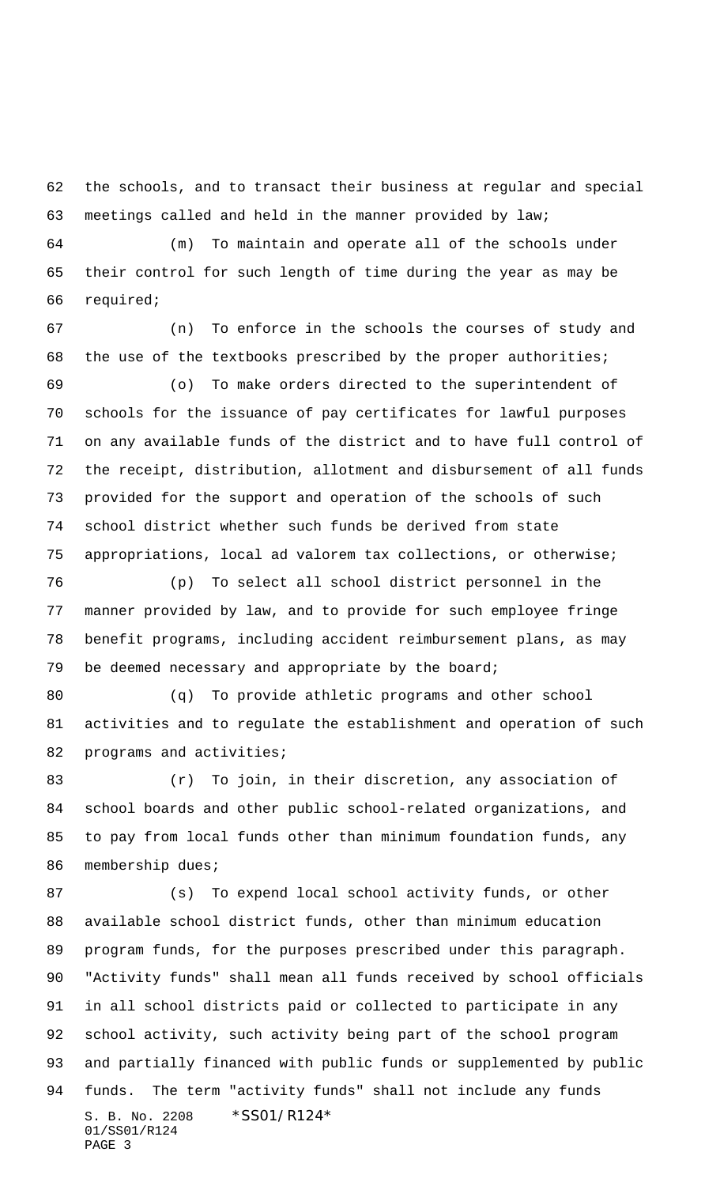the schools, and to transact their business at regular and special meetings called and held in the manner provided by law;

(m) To maintain and operate all of the schools under their control for such length of time during the year as may be required;

(n) To enforce in the schools the courses of study and the use of the textbooks prescribed by the proper authorities;

(o) To make orders directed to the superintendent of schools for the issuance of pay certificates for lawful purposes on any available funds of the district and to have full control of the receipt, distribution, allotment and disbursement of all funds provided for the support and operation of the schools of such school district whether such funds be derived from state appropriations, local ad valorem tax collections, or otherwise;

(p) To select all school district personnel in the manner provided by law, and to provide for such employee fringe benefit programs, including accident reimbursement plans, as may be deemed necessary and appropriate by the board;

(q) To provide athletic programs and other school activities and to regulate the establishment and operation of such programs and activities;

(r) To join, in their discretion, any association of school boards and other public school-related organizations, and to pay from local funds other than minimum foundation funds, any membership dues;

(s) To expend local school activity funds, or other available school district funds, other than minimum education program funds, for the purposes prescribed under this paragraph. "Activity funds" shall mean all funds received by school officials in all school districts paid or collected to participate in any school activity, such activity being part of the school program and partially financed with public funds or supplemented by public funds. The term "activity funds" shall not include any funds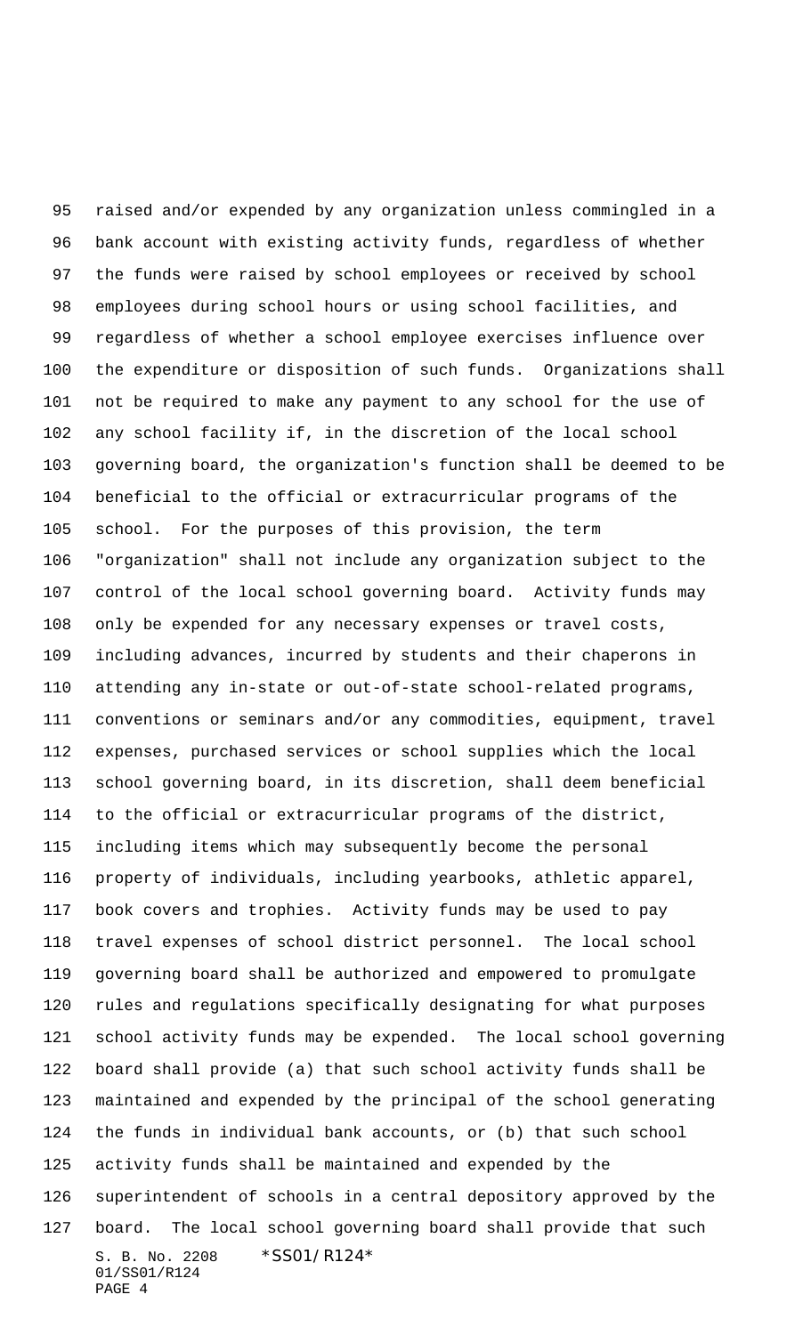raised and/or expended by any organization unless commingled in a bank account with existing activity funds, regardless of whether the funds were raised by school employees or received by school employees during school hours or using school facilities, and regardless of whether a school employee exercises influence over the expenditure or disposition of such funds. Organizations shall not be required to make any payment to any school for the use of any school facility if, in the discretion of the local school governing board, the organization's function shall be deemed to be beneficial to the official or extracurricular programs of the school. For the purposes of this provision, the term "organization" shall not include any organization subject to the control of the local school governing board. Activity funds may only be expended for any necessary expenses or travel costs, including advances, incurred by students and their chaperons in attending any in-state or out-of-state school-related programs, conventions or seminars and/or any commodities, equipment, travel expenses, purchased services or school supplies which the local school governing board, in its discretion, shall deem beneficial to the official or extracurricular programs of the district, including items which may subsequently become the personal property of individuals, including yearbooks, athletic apparel, book covers and trophies. Activity funds may be used to pay travel expenses of school district personnel. The local school governing board shall be authorized and empowered to promulgate rules and regulations specifically designating for what purposes school activity funds may be expended. The local school governing board shall provide (a) that such school activity funds shall be maintained and expended by the principal of the school generating the funds in individual bank accounts, or (b) that such school activity funds shall be maintained and expended by the superintendent of schools in a central depository approved by the board. The local school governing board shall provide that such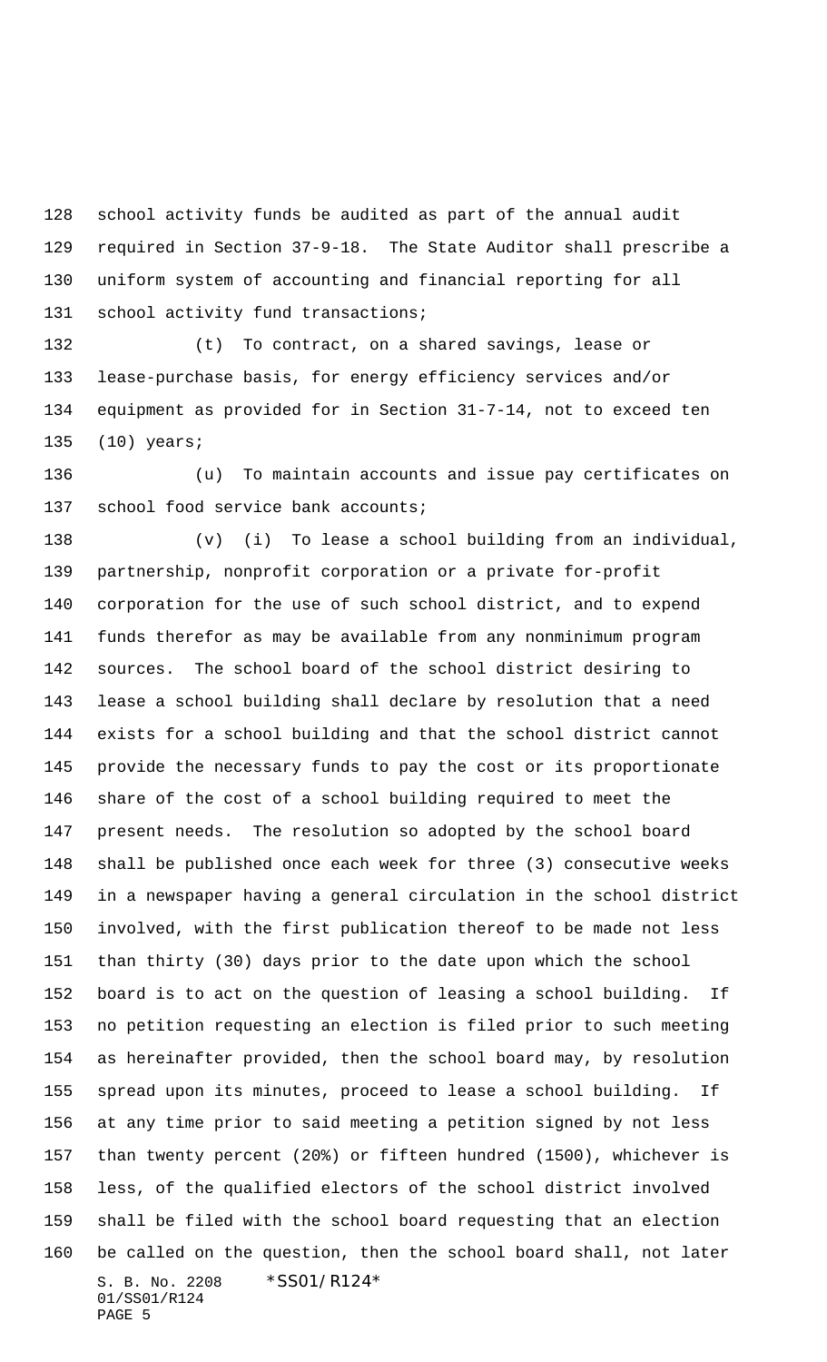school activity funds be audited as part of the annual audit required in Section 37-9-18. The State Auditor shall prescribe a uniform system of accounting and financial reporting for all school activity fund transactions;

(t) To contract, on a shared savings, lease or lease-purchase basis, for energy efficiency services and/or equipment as provided for in Section 31-7-14, not to exceed ten (10) years;

(u) To maintain accounts and issue pay certificates on school food service bank accounts;

(v) (i) To lease a school building from an individual, partnership, nonprofit corporation or a private for-profit corporation for the use of such school district, and to expend funds therefor as may be available from any nonminimum program sources. The school board of the school district desiring to lease a school building shall declare by resolution that a need exists for a school building and that the school district cannot provide the necessary funds to pay the cost or its proportionate share of the cost of a school building required to meet the present needs. The resolution so adopted by the school board shall be published once each week for three (3) consecutive weeks in a newspaper having a general circulation in the school district involved, with the first publication thereof to be made not less than thirty (30) days prior to the date upon which the school board is to act on the question of leasing a school building. If no petition requesting an election is filed prior to such meeting as hereinafter provided, then the school board may, by resolution spread upon its minutes, proceed to lease a school building. If at any time prior to said meeting a petition signed by not less than twenty percent (20%) or fifteen hundred (1500), whichever is less, of the qualified electors of the school district involved shall be filed with the school board requesting that an election be called on the question, then the school board shall, not later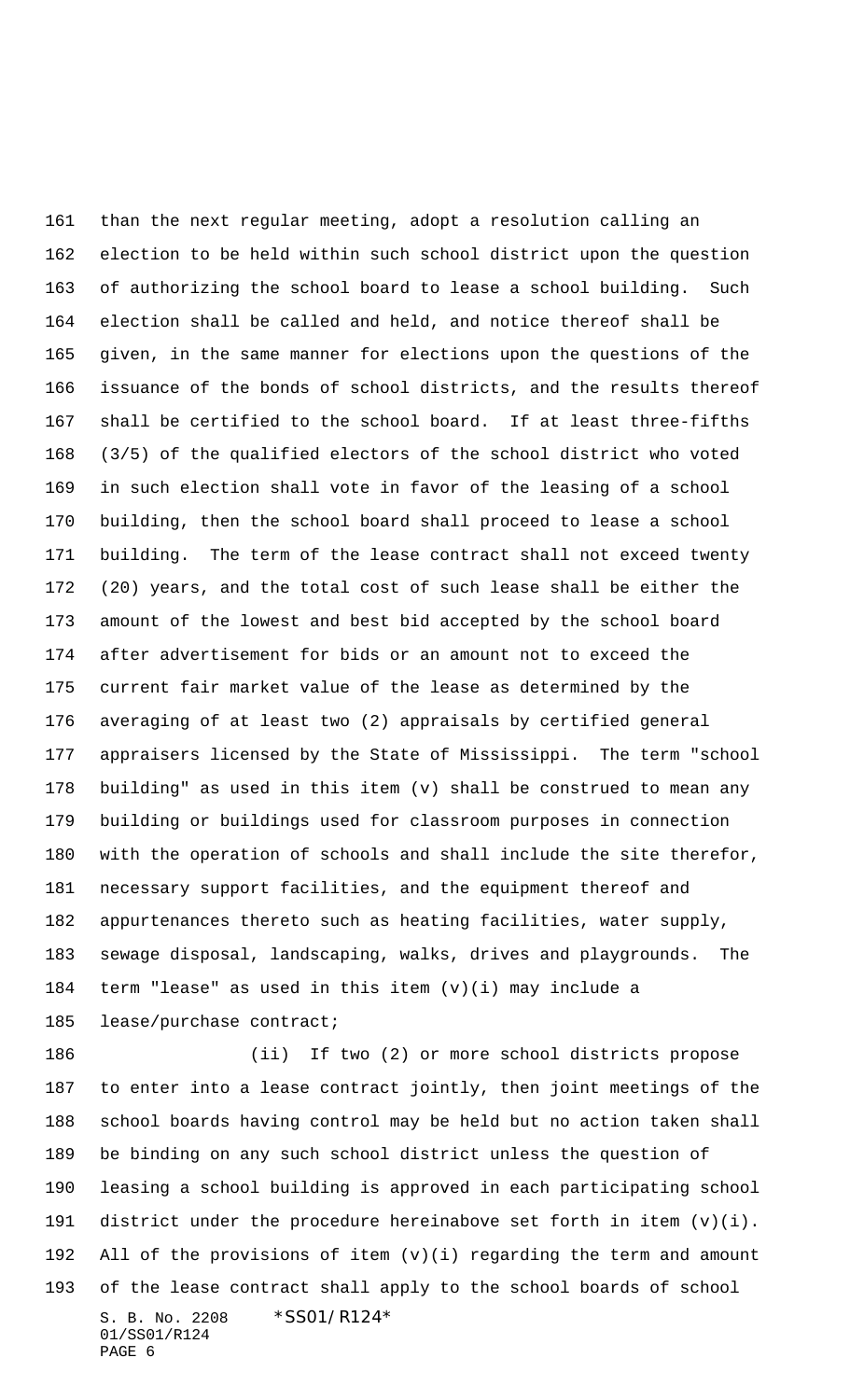than the next regular meeting, adopt a resolution calling an election to be held within such school district upon the question of authorizing the school board to lease a school building. Such election shall be called and held, and notice thereof shall be given, in the same manner for elections upon the questions of the issuance of the bonds of school districts, and the results thereof shall be certified to the school board. If at least three-fifths (3/5) of the qualified electors of the school district who voted in such election shall vote in favor of the leasing of a school building, then the school board shall proceed to lease a school building. The term of the lease contract shall not exceed twenty (20) years, and the total cost of such lease shall be either the amount of the lowest and best bid accepted by the school board after advertisement for bids or an amount not to exceed the current fair market value of the lease as determined by the averaging of at least two (2) appraisals by certified general appraisers licensed by the State of Mississippi. The term "school building" as used in this item (v) shall be construed to mean any building or buildings used for classroom purposes in connection with the operation of schools and shall include the site therefor, necessary support facilities, and the equipment thereof and appurtenances thereto such as heating facilities, water supply, sewage disposal, landscaping, walks, drives and playgrounds. The term "lease" as used in this item (v)(i) may include a lease/purchase contract;

(ii) If two (2) or more school districts propose to enter into a lease contract jointly, then joint meetings of the school boards having control may be held but no action taken shall be binding on any such school district unless the question of leasing a school building is approved in each participating school district under the procedure hereinabove set forth in item (v)(i). All of the provisions of item (v)(i) regarding the term and amount of the lease contract shall apply to the school boards of school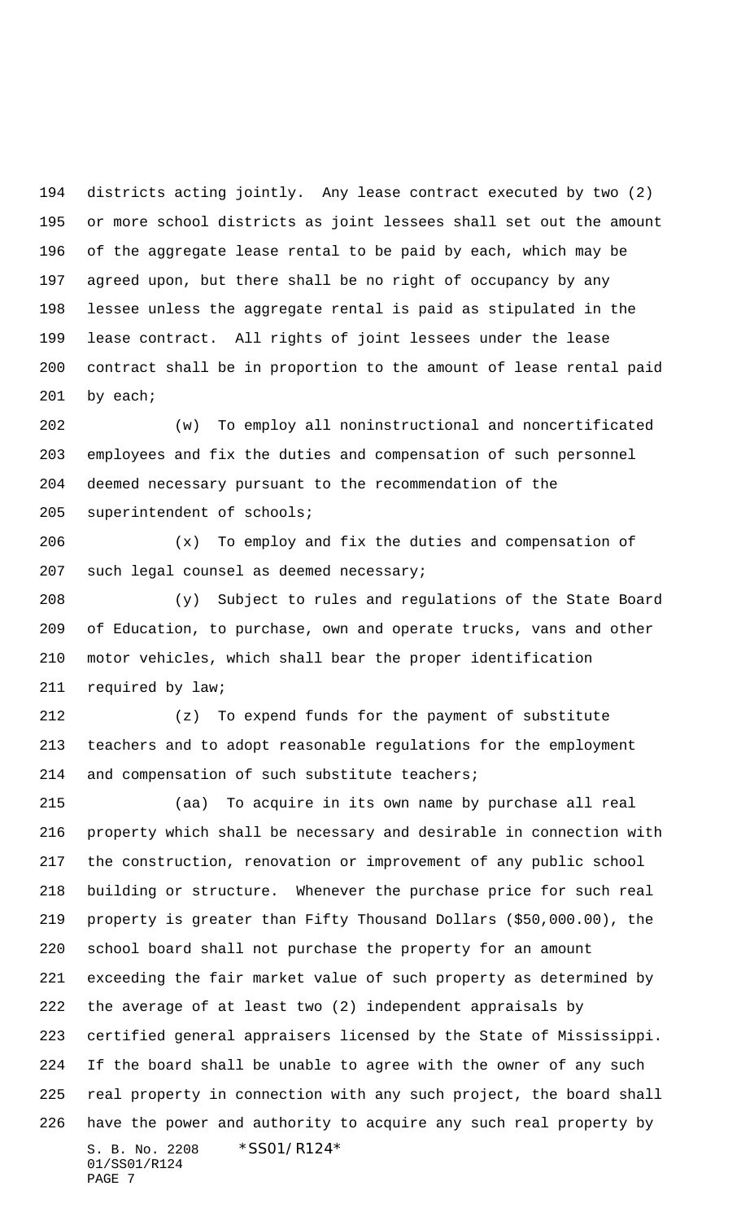districts acting jointly. Any lease contract executed by two (2) or more school districts as joint lessees shall set out the amount of the aggregate lease rental to be paid by each, which may be agreed upon, but there shall be no right of occupancy by any lessee unless the aggregate rental is paid as stipulated in the lease contract. All rights of joint lessees under the lease contract shall be in proportion to the amount of lease rental paid by each;

(w) To employ all noninstructional and noncertificated employees and fix the duties and compensation of such personnel deemed necessary pursuant to the recommendation of the superintendent of schools;

(x) To employ and fix the duties and compensation of such legal counsel as deemed necessary;

(y) Subject to rules and regulations of the State Board of Education, to purchase, own and operate trucks, vans and other motor vehicles, which shall bear the proper identification required by law;

(z) To expend funds for the payment of substitute teachers and to adopt reasonable regulations for the employment and compensation of such substitute teachers;

(aa) To acquire in its own name by purchase all real property which shall be necessary and desirable in connection with the construction, renovation or improvement of any public school building or structure. Whenever the purchase price for such real property is greater than Fifty Thousand Dollars ($50,000.00), the school board shall not purchase the property for an amount exceeding the fair market value of such property as determined by the average of at least two (2) independent appraisals by certified general appraisers licensed by the State of Mississippi. If the board shall be unable to agree with the owner of any such real property in connection with any such project, the board shall have the power and authority to acquire any such real property by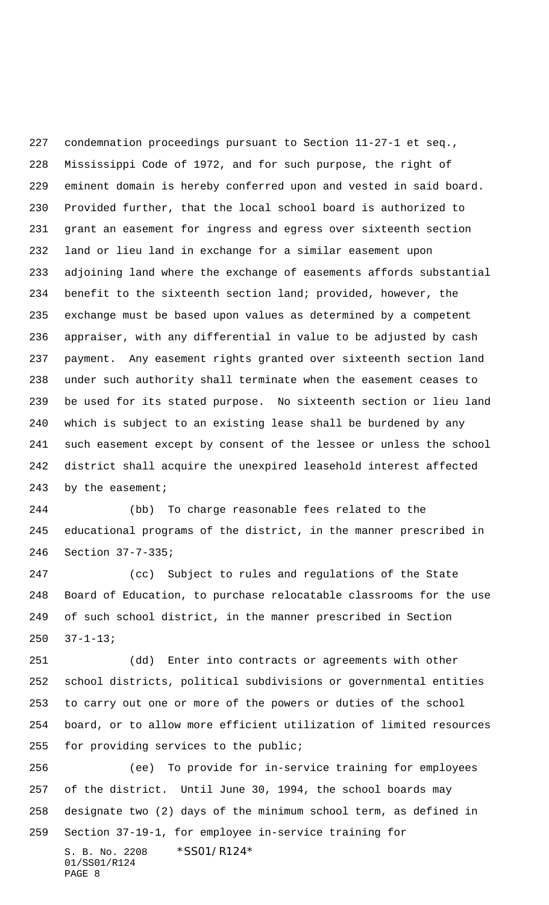condemnation proceedings pursuant to Section 11-27-1 et seq., Mississippi Code of 1972, and for such purpose, the right of eminent domain is hereby conferred upon and vested in said board. Provided further, that the local school board is authorized to grant an easement for ingress and egress over sixteenth section land or lieu land in exchange for a similar easement upon adjoining land where the exchange of easements affords substantial benefit to the sixteenth section land; provided, however, the exchange must be based upon values as determined by a competent appraiser, with any differential in value to be adjusted by cash payment. Any easement rights granted over sixteenth section land under such authority shall terminate when the easement ceases to be used for its stated purpose. No sixteenth section or lieu land which is subject to an existing lease shall be burdened by any such easement except by consent of the lessee or unless the school district shall acquire the unexpired leasehold interest affected by the easement;

(bb) To charge reasonable fees related to the educational programs of the district, in the manner prescribed in Section 37-7-335;

(cc) Subject to rules and regulations of the State Board of Education, to purchase relocatable classrooms for the use of such school district, in the manner prescribed in Section 37-1-13;

(dd) Enter into contracts or agreements with other school districts, political subdivisions or governmental entities to carry out one or more of the powers or duties of the school board, or to allow more efficient utilization of limited resources for providing services to the public;

(ee) To provide for in-service training for employees of the district. Until June 30, 1994, the school boards may designate two (2) days of the minimum school term, as defined in Section 37-19-1, for employee in-service training for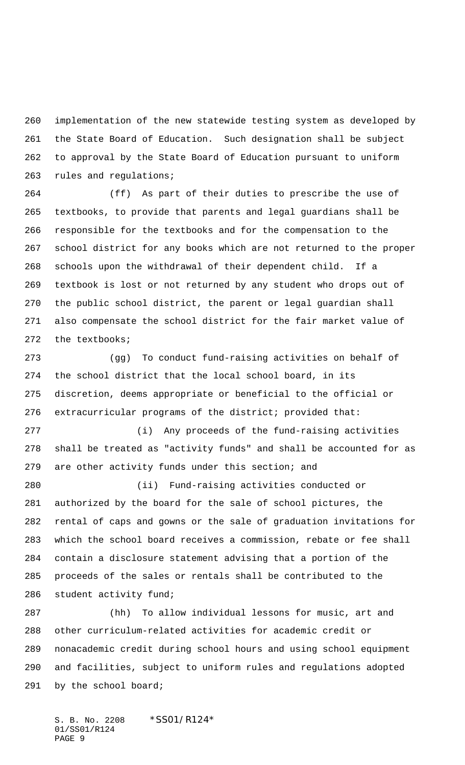implementation of the new statewide testing system as developed by the State Board of Education. Such designation shall be subject to approval by the State Board of Education pursuant to uniform rules and regulations;

(ff) As part of their duties to prescribe the use of textbooks, to provide that parents and legal guardians shall be responsible for the textbooks and for the compensation to the school district for any books which are not returned to the proper schools upon the withdrawal of their dependent child. If a textbook is lost or not returned by any student who drops out of the public school district, the parent or legal guardian shall also compensate the school district for the fair market value of the textbooks;

(gg) To conduct fund-raising activities on behalf of the school district that the local school board, in its discretion, deems appropriate or beneficial to the official or extracurricular programs of the district; provided that:

(i) Any proceeds of the fund-raising activities shall be treated as "activity funds" and shall be accounted for as are other activity funds under this section; and

(ii) Fund-raising activities conducted or authorized by the board for the sale of school pictures, the rental of caps and gowns or the sale of graduation invitations for which the school board receives a commission, rebate or fee shall contain a disclosure statement advising that a portion of the proceeds of the sales or rentals shall be contributed to the student activity fund;

(hh) To allow individual lessons for music, art and other curriculum-related activities for academic credit or nonacademic credit during school hours and using school equipment and facilities, subject to uniform rules and regulations adopted by the school board;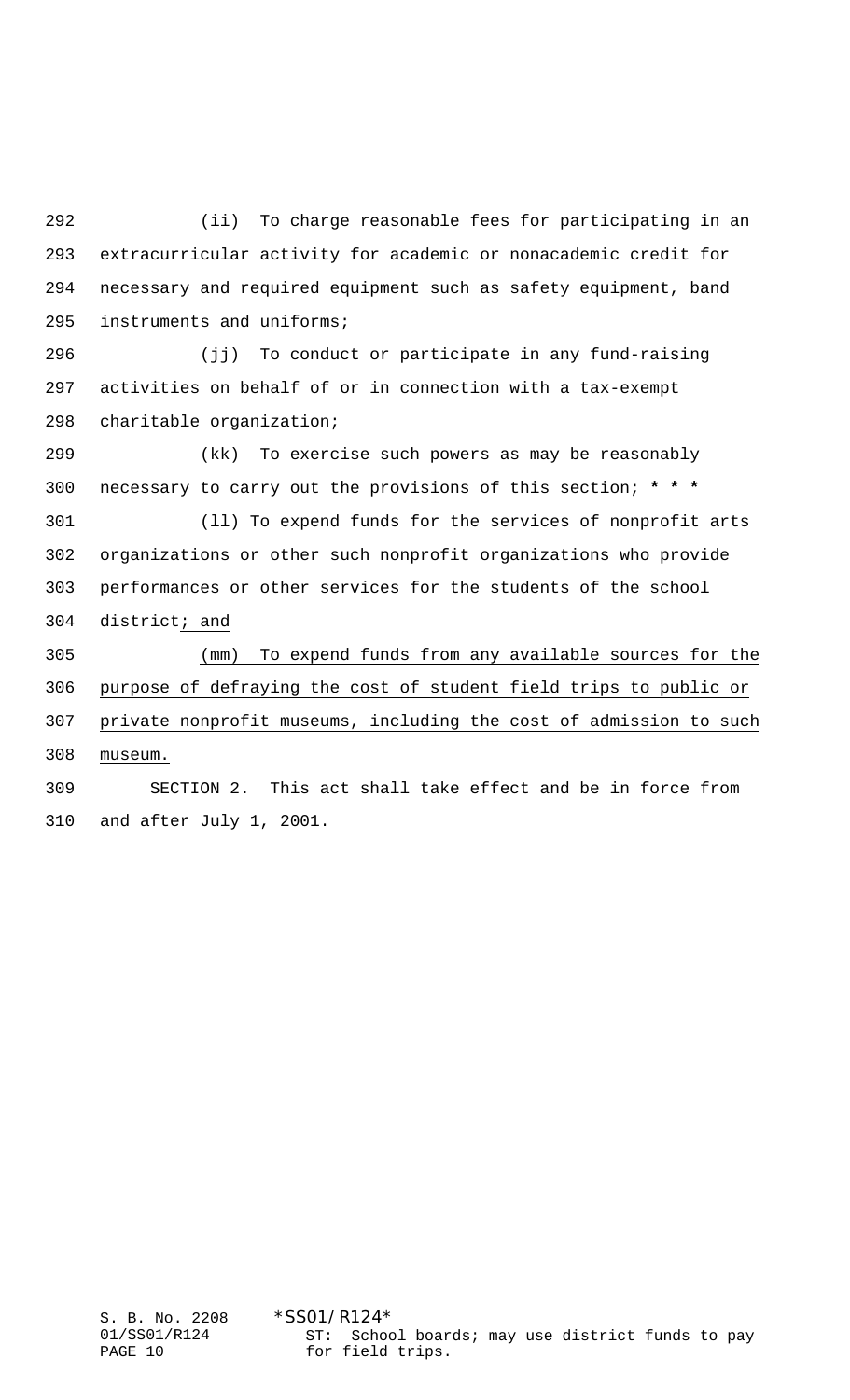(ii) To charge reasonable fees for participating in an extracurricular activity for academic or nonacademic credit for necessary and required equipment such as safety equipment, band instruments and uniforms;

(jj) To conduct or participate in any fund-raising activities on behalf of or in connection with a tax-exempt charitable organization;

(kk) To exercise such powers as may be reasonably necessary to carry out the provisions of this section; **\* \* \***

(ll) To expend funds for the services of nonprofit arts organizations or other such nonprofit organizations who provide performances or other services for the students of the school district<u>; and</u>

<u>(mm) To expend funds from any available sources for the purpose of defraying the cost of student field trips to public or private nonprofit museums, including the cost of admission to such museum.</u>

SECTION 2. This act shall take effect and be in force from and after July 1, 2001.